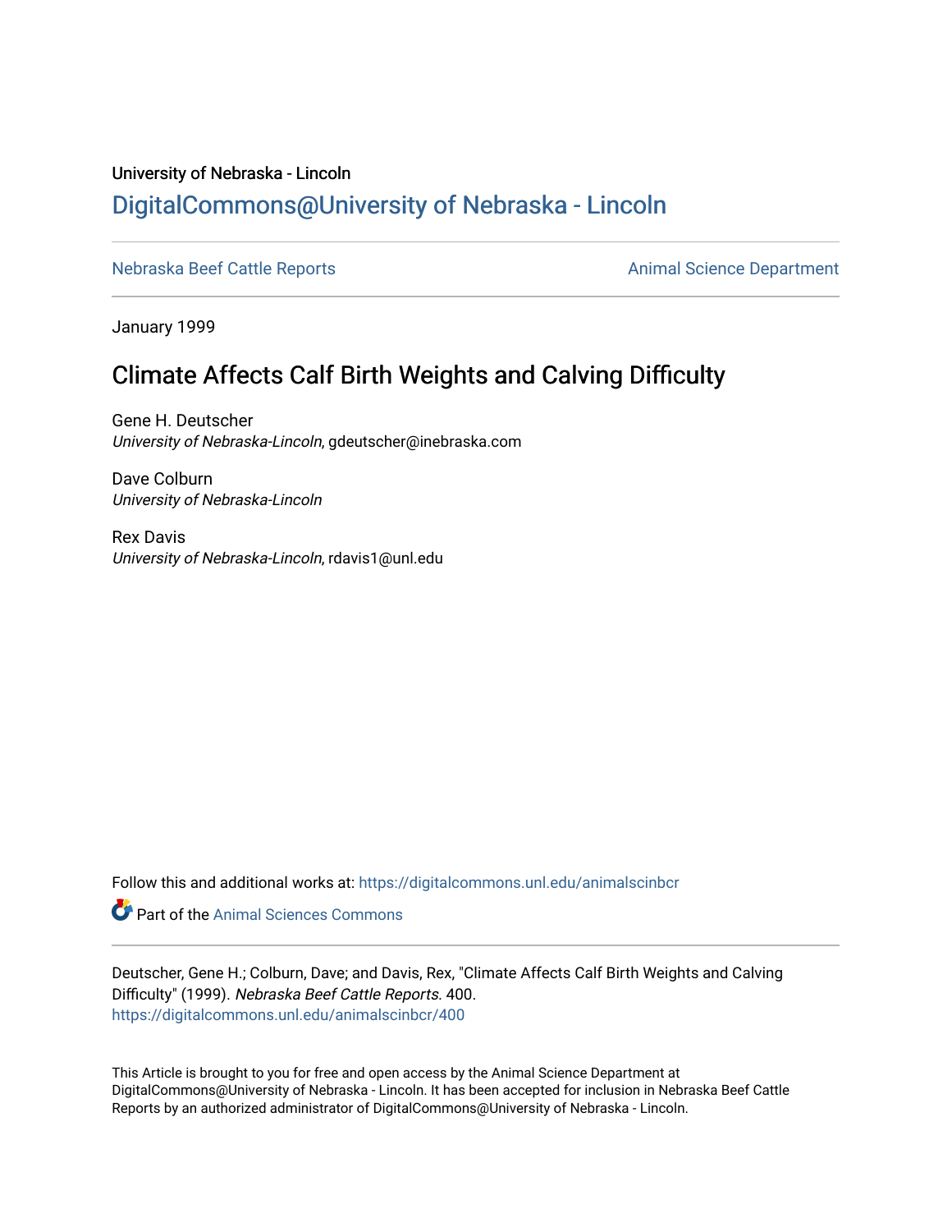University of Nebraska - Lincoln

## DigitalCommons@University of Nebraska - Lincoln

Nebraska Beef Cattle Reports

Animal Science Department

January 1999

# Climate Affects Calf Birth Weights and Calving Difficulty

Gene H. Deutscher
*University of Nebraska-Lincoln*, gdeutscher@inebraska.com

Dave Colburn
*University of Nebraska-Lincoln*

Rex Davis
*University of Nebraska-Lincoln*, rdavis1@unl.edu

Follow this and additional works at: https://digitalcommons.unl.edu/animalscinbcr

Part of the Animal Sciences Commons

Deutscher, Gene H.; Colburn, Dave; and Davis, Rex, "Climate Affects Calf Birth Weights and Calving Difficulty" (1999). *Nebraska Beef Cattle Reports*. 400.
https://digitalcommons.unl.edu/animalscinbcr/400

This Article is brought to you for free and open access by the Animal Science Department at DigitalCommons@University of Nebraska - Lincoln. It has been accepted for inclusion in Nebraska Beef Cattle Reports by an authorized administrator of DigitalCommons@University of Nebraska - Lincoln.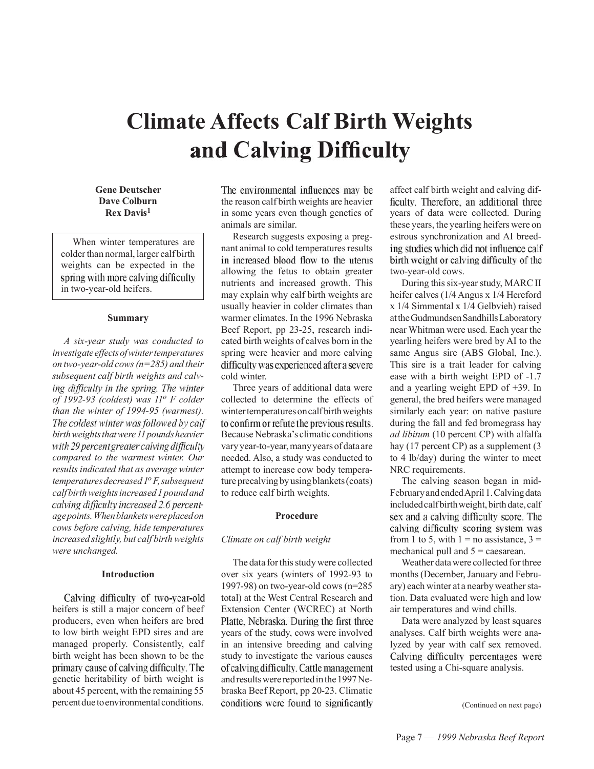# Climate Affects Calf Birth Weights and Calving Difficulty

**Gene Deutscher**
**Dave Colburn**
**Rex Davis[1]**

> When winter temperatures are colder than normal, larger calf birth weights can be expected in the spring with more calving difficulty in two-year-old heifers.

## Summary

*A six-year study was conducted to investigate effects of winter temperatures on two-year-old cows (n=285) and their subsequent calf birth weights and calving difficulty in the spring. The winter of 1992-93 (coldest) was 11° F colder than the winter of 1994-95 (warmest). The coldest winter was followed by calf birth weights that were 11 pounds heavier with 29 percent greater calving difficulty compared to the warmest winter. Our results indicated that as average winter temperatures decreased 1° F, subsequent calf birth weights increased 1 pound and calving difficulty increased 2.6 percentage points. When blankets were placed on cows before calving, hide temperatures increased slightly, but calf birth weights were unchanged.*

## Introduction

Calving difficulty of two-year-old heifers is still a major concern of beef producers, even when heifers are bred to low birth weight EPD sires and are managed properly. Consistently, calf birth weight has been shown to be the primary cause of calving difficulty. The genetic heritability of birth weight is about 45 percent, with the remaining 55 percent due to environmental conditions. The environmental influences may be the reason calf birth weights are heavier in some years even though genetics of animals are similar.

Research suggests exposing a pregnant animal to cold temperatures results in increased blood flow to the uterus allowing the fetus to obtain greater nutrients and increased growth. This may explain why calf birth weights are usually heavier in colder climates than warmer climates. In the 1996 Nebraska Beef Report, pp 23-25, research indicated birth weights of calves born in the spring were heavier and more calving difficulty was experienced after a severe cold winter.

Three years of additional data were collected to determine the effects of winter temperatures on calf birth weights to confirm or refute the previous results. Because Nebraska's climatic conditions vary year-to-year, many years of data are needed. Also, a study was conducted to attempt to increase cow body temperature precalving by using blankets (coats) to reduce calf birth weights.

## Procedure

### *Climate on calf birth weight*

The data for this study were collected over six years (winters of 1992-93 to 1997-98) on two-year-old cows (n=285 total) at the West Central Research and Extension Center (WCREC) at North Platte, Nebraska. During the first three years of the study, cows were involved in an intensive breeding and calving study to investigate the various causes of calving difficulty. Cattle management and results were reported in the 1997 Nebraska Beef Report, pp 20-23. Climatic conditions were found to significantly affect calf birth weight and calving difficulty. Therefore, an additional three years of data were collected. During these years, the yearling heifers were on estrous synchronization and AI breeding studies which did not influence calf birth weight or calving difficulty of the two-year-old cows.

During this six-year study, MARC II heifer calves (1/4 Angus x 1/4 Hereford x 1/4 Simmental x 1/4 Gelbvieh) raised at the Gudmundsen Sandhills Laboratory near Whitman were used. Each year the yearling heifers were bred by AI to the same Angus sire (ABS Global, Inc.). This sire is a trait leader for calving ease with a birth weight EPD of -1.7 and a yearling weight EPD of +39. In general, the bred heifers were managed similarly each year: on native pasture during the fall and fed bromegrass hay *ad libitum* (10 percent CP) with alfalfa hay (17 percent CP) as a supplement (3 to 4 lb/day) during the winter to meet NRC requirements.

The calving season began in mid-February and ended April 1. Calving data included calf birth weight, birth date, calf sex and a calving difficulty score. The calving difficulty scoring system was from 1 to 5, with 1 = no assistance, 3 = mechanical pull and 5 = caesarean.

Weather data were collected for three months (December, January and February) each winter at a nearby weather station. Data evaluated were high and low air temperatures and wind chills.

Data were analyzed by least squares analyses. Calf birth weights were analyzed by year with calf sex removed. Calving difficulty percentages were tested using a Chi-square analysis.

(Continued on next page)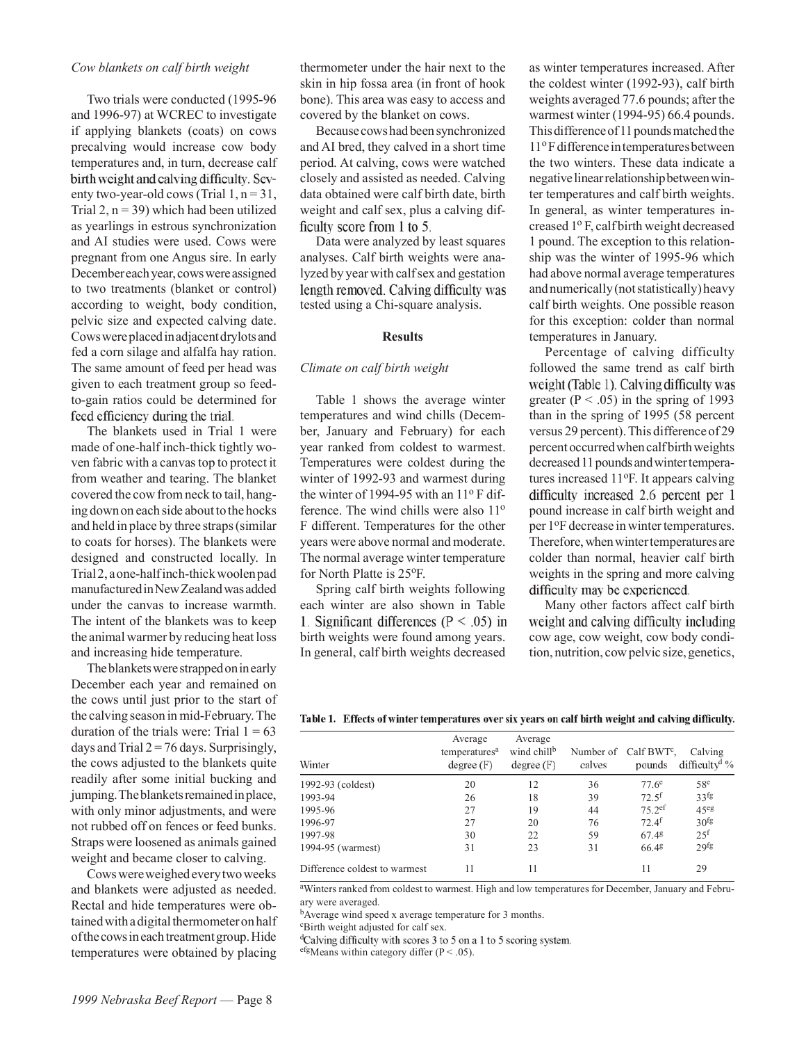*Cow blankets on calf birth weight*

Two trials were conducted (1995-96 and 1996-97) at WCREC to investigate if applying blankets (coats) on cows precalving would increase cow body temperatures and, in turn, decrease calf birth weight and calving difficulty. Seventy two-year-old cows (Trial 1, n = 31, Trial 2, n = 39) which had been utilized as yearlings in estrous synchronization and AI studies were used. Cows were pregnant from one Angus sire. In early December each year, cows were assigned to two treatments (blanket or control) according to weight, body condition, pelvic size and expected calving date. Cows were placed in adjacent drylots and fed a corn silage and alfalfa hay ration. The same amount of feed per head was given to each treatment group so feed-to-gain ratios could be determined for feed efficiency during the trial.

The blankets used in Trial 1 were made of one-half inch-thick tightly woven fabric with a canvas top to protect it from weather and tearing. The blanket covered the cow from neck to tail, hanging down on each side about to the hocks and held in place by three straps (similar to coats for horses). The blankets were designed and constructed locally. In Trial 2, a one-half inch-thick woolen pad manufactured in New Zealand was added under the canvas to increase warmth. The intent of the blankets was to keep the animal warmer by reducing heat loss and increasing hide temperature.

The blankets were strapped on in early December each year and remained on the cows until just prior to the start of the calving season in mid-February. The duration of the trials were: Trial 1 = 63 days and Trial 2 = 76 days. Surprisingly, the cows adjusted to the blankets quite readily after some initial bucking and jumping. The blankets remained in place, with only minor adjustments, and were not rubbed off on fences or feed bunks. Straps were loosened as animals gained weight and became closer to calving.

Cows were weighed every two weeks and blankets were adjusted as needed. Rectal and hide temperatures were obtained with a digital thermometer on half of the cows in each treatment group. Hide temperatures were obtained by placing thermometer under the hair next to the skin in hip fossa area (in front of hook bone). This area was easy to access and covered by the blanket on cows.

Because cows had been synchronized and AI bred, they calved in a short time period. At calving, cows were watched closely and assisted as needed. Calving data obtained were calf birth date, birth weight and calf sex, plus a calving difficulty score from 1 to 5.

Data were analyzed by least squares analyses. Calf birth weights were analyzed by year with calf sex and gestation length removed. Calving difficulty was tested using a Chi-square analysis.

## Results

*Climate on calf birth weight*

Table 1 shows the average winter temperatures and wind chills (December, January and February) for each year ranked from coldest to warmest. Temperatures were coldest during the winter of 1992-93 and warmest during the winter of 1994-95 with an 11° F difference. The wind chills were also 11° F different. Temperatures for the other years were above normal and moderate. The normal average winter temperature for North Platte is 25°F.

Spring calf birth weights following each winter are also shown in Table 1. Significant differences ($P < .05$) in birth weights were found among years. In general, calf birth weights decreased as winter temperatures increased. After the coldest winter (1992-93), calf birth weights averaged 77.6 pounds; after the warmest winter (1994-95) 66.4 pounds. This difference of 11 pounds matched the 11° F difference in temperatures between the two winters. These data indicate a negative linear relationship between winter temperatures and calf birth weights. In general, as winter temperatures increased 1° F, calf birth weight decreased 1 pound. The exception to this relationship was the winter of 1995-96 which had above normal average temperatures and numerically (not statistically) heavy calf birth weights. One possible reason for this exception: colder than normal temperatures in January.

Percentage of calving difficulty followed the same trend as calf birth weight (Table 1). Calving difficulty was greater ($P < .05$) in the spring of 1993 than in the spring of 1995 (58 percent versus 29 percent). This difference of 29 percent occurred when calf birth weights decreased 11 pounds and winter temperatures increased 11°F. It appears calving difficulty increased 2.6 percent per 1 pound increase in calf birth weight and per 1°F decrease in winter temperatures. Therefore, when winter temperatures are colder than normal, heavier calf birth weights in the spring and more calving difficulty may be experienced.

Many other factors affect calf birth weight and calving difficulty including cow age, cow weight, cow body condition, nutrition, cow pelvic size, genetics,

**Table 1. Effects of winter temperatures over six years on calf birth weight and calving difficulty.**

| Winter | Average temperatures[a] degree (F) | Average wind chill[b] degree (F) | Number of calves | Calf BWT[c], pounds | Calving difficulty[d] % |
|---|---|---|---|---|---|
| 1992-93 (coldest) | 20 | 12 | 36 | 77.6[e] | 58[e] |
| 1993-94 | 26 | 18 | 39 | 72.5[f] | 33[fg] |
| 1995-96 | 27 | 19 | 44 | 75.2[ef] | 45[eg] |
| 1996-97 | 27 | 20 | 76 | 72.4[f] | 30[fg] |
| 1997-98 | 30 | 22 | 59 | 67.4[g] | 25[f] |
| 1994-95 (warmest) | 31 | 23 | 31 | 66.4[g] | 29[fg] |
| Difference coldest to warmest | 11 | 11 | | 11 | 29 |

[a]Winters ranked from coldest to warmest. High and low temperatures for December, January and February were averaged.

[b]Average wind speed x average temperature for 3 months.

[c]Birth weight adjusted for calf sex.

[d]Calving difficulty with scores 3 to 5 on a 1 to 5 scoring system.

[efg]Means within category differ ($P < .05$).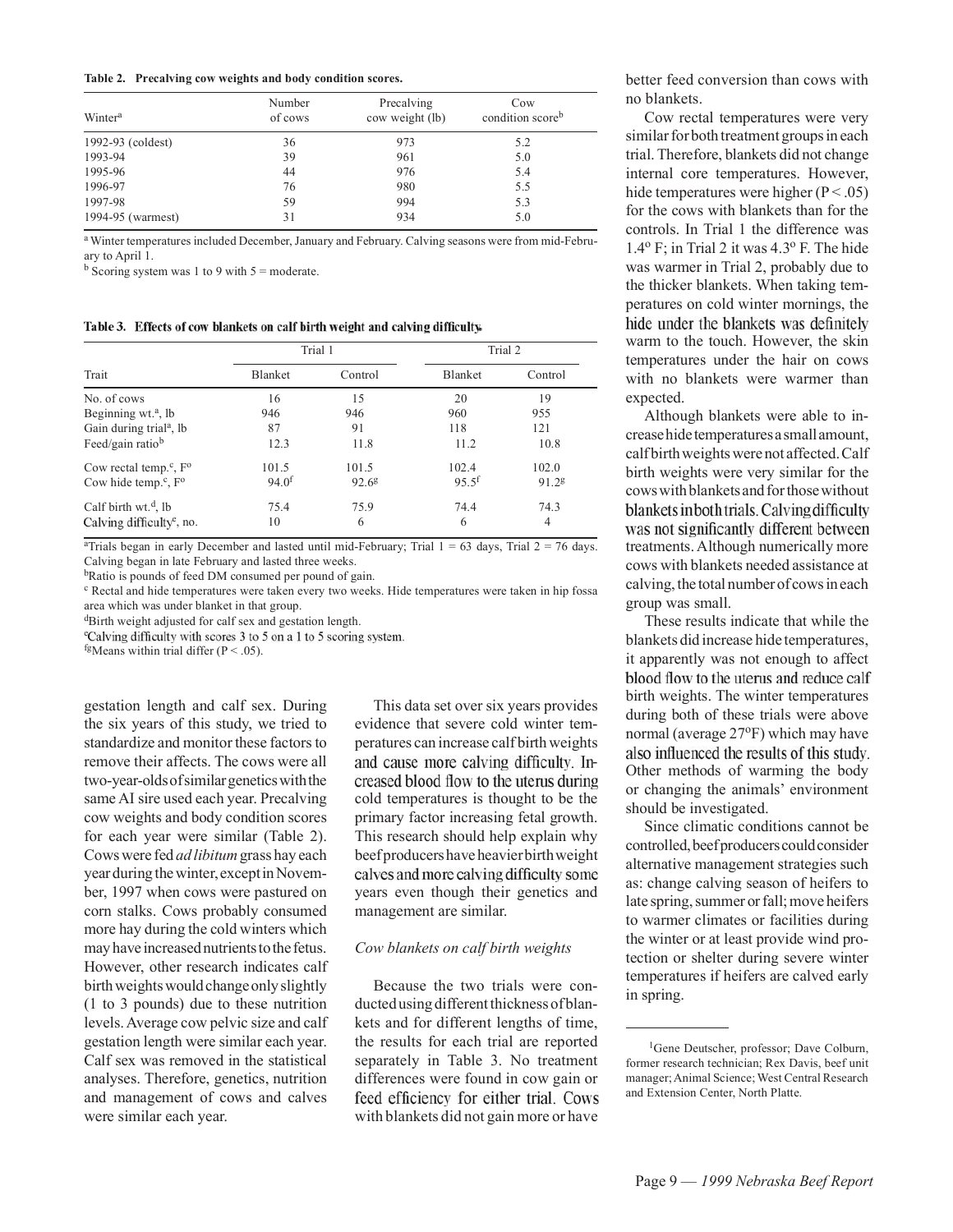**Table 2. Precalving cow weights and body condition scores.**

| Winter[a] | Number of cows | Precalving cow weight (lb) | Cow condition score[b] |
|---|---|---|---|
| 1992-93 (coldest) | 36 | 973 | 5.2 |
| 1993-94 | 39 | 961 | 5.0 |
| 1995-96 | 44 | 976 | 5.4 |
| 1996-97 | 76 | 980 | 5.5 |
| 1997-98 | 59 | 994 | 5.3 |
| 1994-95 (warmest) | 31 | 934 | 5.0 |

[a] Winter temperatures included December, January and February. Calving seasons were from mid-February to April 1.

[b] Scoring system was 1 to 9 with 5 = moderate.

**Table 3. Effects of cow blankets on calf birth weight and calving difficulty.**

| | Trial 1 | | Trial 2 | |
|---|---|---|---|---|
| Trait | Blanket | Control | Blanket | Control |
| No. of cows | 16 | 15 | 20 | 19 |
| Beginning wt.[a], lb | 946 | 946 | 960 | 955 |
| Gain during trial[a], lb | 87 | 91 | 118 | 121 |
| Feed/gain ratio[b] | 12.3 | 11.8 | 11.2 | 10.8 |
| Cow rectal temp.[c], F° | 101.5 | 101.5 | 102.4 | 102.0 |
| Cow hide temp.[c], F° | 94.0[f] | 92.6[g] | 95.5[f] | 91.2[g] |
| Calf birth wt.[d], lb | 75.4 | 75.9 | 74.4 | 74.3 |
| Calving difficulty[e], no. | 10 | 6 | 6 | 4 |

[a]Trials began in early December and lasted until mid-February; Trial 1 = 63 days, Trial 2 = 76 days. Calving began in late February and lasted three weeks.

[b]Ratio is pounds of feed DM consumed per pound of gain.

[c] Rectal and hide temperatures were taken every two weeks. Hide temperatures were taken in hip fossa area which was under blanket in that group.

[d]Birth weight adjusted for calf sex and gestation length.

[e]Calving difficulty with scores 3 to 5 on a 1 to 5 scoring system.

[fg]Means within trial differ (P < .05).

gestation length and calf sex. During the six years of this study, we tried to standardize and monitor these factors to remove their affects. The cows were all two-year-olds of similar genetics with the same AI sire used each year. Precalving cow weights and body condition scores for each year were similar (Table 2). Cows were fed *ad libitum* grass hay each year during the winter, except in November, 1997 when cows were pastured on corn stalks. Cows probably consumed more hay during the cold winters which may have increased nutrients to the fetus. However, other research indicates calf birth weights would change only slightly (1 to 3 pounds) due to these nutrition levels. Average cow pelvic size and calf gestation length were similar each year. Calf sex was removed in the statistical analyses. Therefore, genetics, nutrition and management of cows and calves were similar each year.

This data set over six years provides evidence that severe cold winter temperatures can increase calf birth weights and cause more calving difficulty. Increased blood flow to the uterus during cold temperatures is thought to be the primary factor increasing fetal growth. This research should help explain why beef producers have heavier birth weight calves and more calving difficulty some years even though their genetics and management are similar.

*Cow blankets on calf birth weights*

Because the two trials were conducted using different thickness of blankets and for different lengths of time, the results for each trial are reported separately in Table 3. No treatment differences were found in cow gain or feed efficiency for either trial. Cows with blankets did not gain more or have better feed conversion than cows with no blankets.

Cow rectal temperatures were very similar for both treatment groups in each trial. Therefore, blankets did not change internal core temperatures. However, hide temperatures were higher (P < .05) for the cows with blankets than for the controls. In Trial 1 the difference was 1.4° F; in Trial 2 it was 4.3° F. The hide was warmer in Trial 2, probably due to the thicker blankets. When taking temperatures on cold winter mornings, the hide under the blankets was definitely warm to the touch. However, the skin temperatures under the hair on cows with no blankets were warmer than expected.

Although blankets were able to increase hide temperatures a small amount, calf birth weights were not affected. Calf birth weights were very similar for the cows with blankets and for those without blankets in both trials. Calving difficulty was not significantly different between treatments. Although numerically more cows with blankets needed assistance at calving, the total number of cows in each group was small.

These results indicate that while the blankets did increase hide temperatures, it apparently was not enough to affect blood flow to the uterus and reduce calf birth weights. The winter temperatures during both of these trials were above normal (average 27°F) which may have also influenced the results of this study. Other methods of warming the body or changing the animals' environment should be investigated.

Since climatic conditions cannot be controlled, beef producers could consider alternative management strategies such as: change calving season of heifers to late spring, summer or fall; move heifers to warmer climates or facilities during the winter or at least provide wind protection or shelter during severe winter temperatures if heifers are calved early in spring.

---

[1]Gene Deutscher, professor; Dave Colburn, former research technician; Rex Davis, beef unit manager; Animal Science; West Central Research and Extension Center, North Platte.